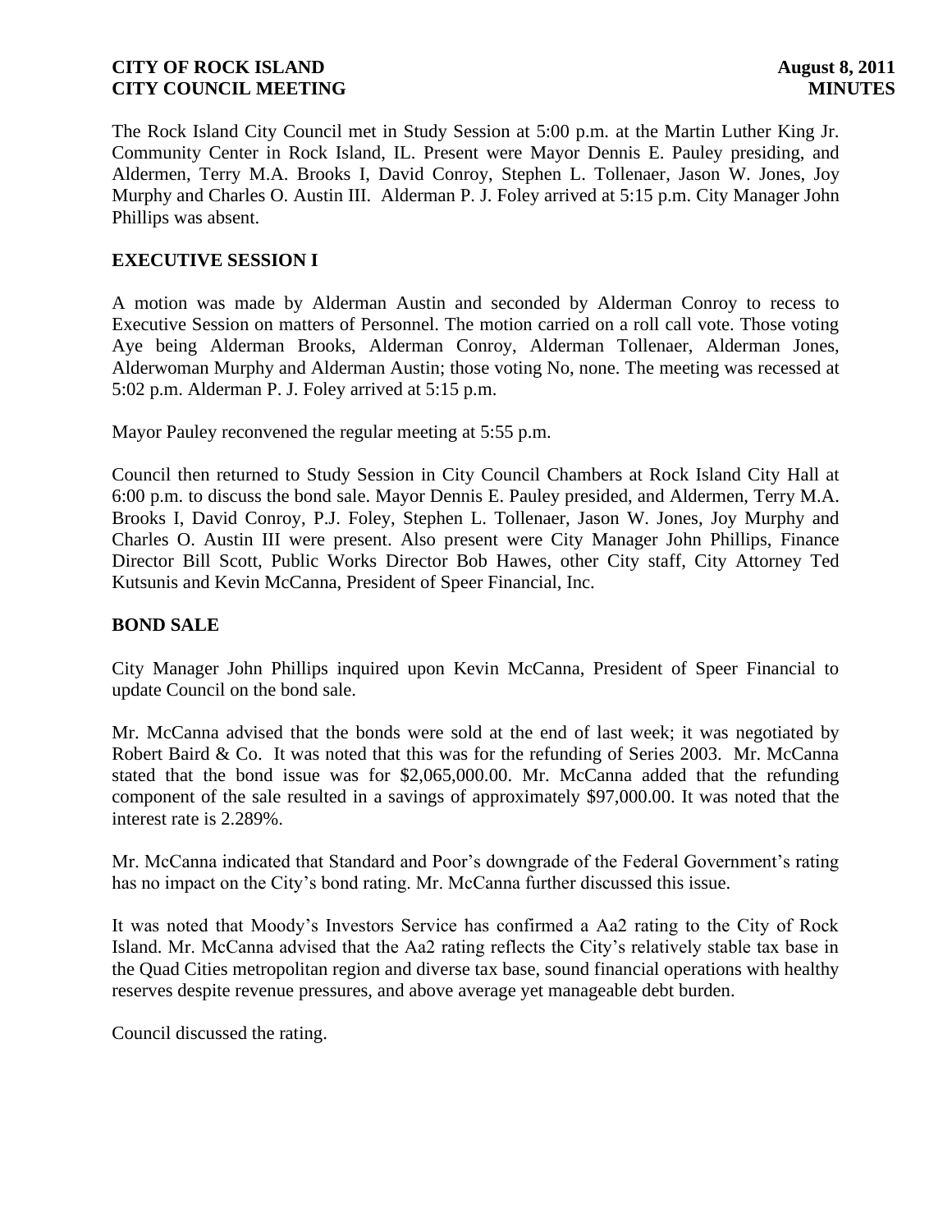The Rock Island City Council met in Study Session at 5:00 p.m. at the Martin Luther King Jr. Community Center in Rock Island, IL. Present were Mayor Dennis E. Pauley presiding, and Aldermen, Terry M.A. Brooks I, David Conroy, Stephen L. Tollenaer, Jason W. Jones, Joy Murphy and Charles O. Austin III. Alderman P. J. Foley arrived at 5:15 p.m. City Manager John Phillips was absent.

## EXECUTIVE SESSION I

A motion was made by Alderman Austin and seconded by Alderman Conroy to recess to Executive Session on matters of Personnel. The motion carried on a roll call vote. Those voting Aye being Alderman Brooks, Alderman Conroy, Alderman Tollenaer, Alderman Jones, Alderwoman Murphy and Alderman Austin; those voting No, none. The meeting was recessed at 5:02 p.m. Alderman P. J. Foley arrived at 5:15 p.m.

Mayor Pauley reconvened the regular meeting at 5:55 p.m.

Council then returned to Study Session in City Council Chambers at Rock Island City Hall at 6:00 p.m. to discuss the bond sale. Mayor Dennis E. Pauley presided, and Aldermen, Terry M.A. Brooks I, David Conroy, P.J. Foley, Stephen L. Tollenaer, Jason W. Jones, Joy Murphy and Charles O. Austin III were present. Also present were City Manager John Phillips, Finance Director Bill Scott, Public Works Director Bob Hawes, other City staff, City Attorney Ted Kutsunis and Kevin McCanna, President of Speer Financial, Inc.

## BOND SALE

City Manager John Phillips inquired upon Kevin McCanna, President of Speer Financial to update Council on the bond sale.

Mr. McCanna advised that the bonds were sold at the end of last week; it was negotiated by Robert Baird & Co. It was noted that this was for the refunding of Series 2003. Mr. McCanna stated that the bond issue was for $2,065,000.00. Mr. McCanna added that the refunding component of the sale resulted in a savings of approximately $97,000.00. It was noted that the interest rate is 2.289%.

Mr. McCanna indicated that Standard and Poor's downgrade of the Federal Government's rating has no impact on the City's bond rating. Mr. McCanna further discussed this issue.

It was noted that Moody's Investors Service has confirmed a Aa2 rating to the City of Rock Island. Mr. McCanna advised that the Aa2 rating reflects the City's relatively stable tax base in the Quad Cities metropolitan region and diverse tax base, sound financial operations with healthy reserves despite revenue pressures, and above average yet manageable debt burden.

Council discussed the rating.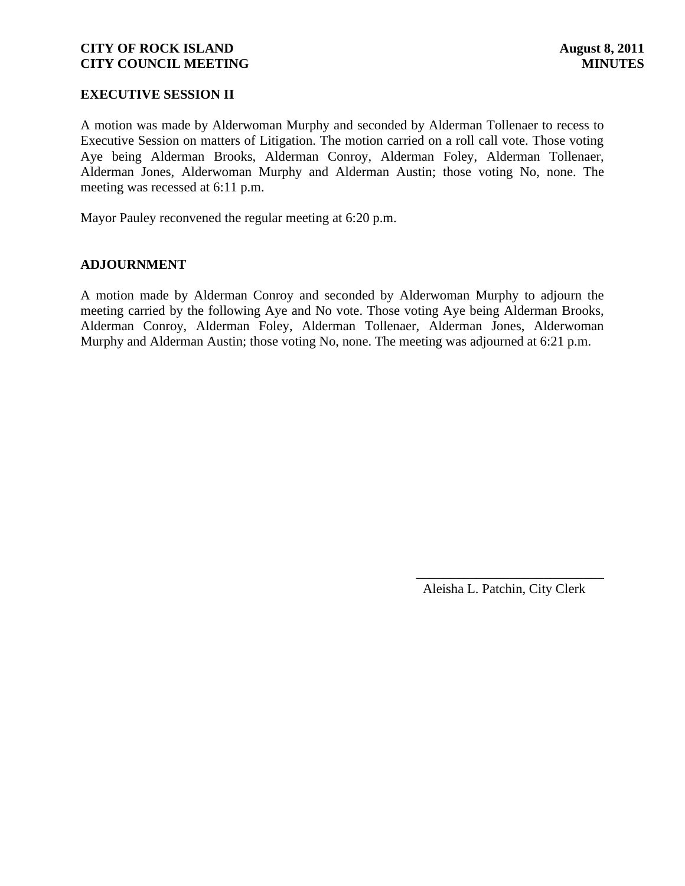## EXECUTIVE SESSION II

A motion was made by Alderwoman Murphy and seconded by Alderman Tollenaer to recess to Executive Session on matters of Litigation. The motion carried on a roll call vote. Those voting Aye being Alderman Brooks, Alderman Conroy, Alderman Foley, Alderman Tollenaer, Alderman Jones, Alderwoman Murphy and Alderman Austin; those voting No, none. The meeting was recessed at 6:11 p.m.

Mayor Pauley reconvened the regular meeting at 6:20 p.m.

## ADJOURNMENT

A motion made by Alderman Conroy and seconded by Alderwoman Murphy to adjourn the meeting carried by the following Aye and No vote. Those voting Aye being Alderman Brooks, Alderman Conroy, Alderman Foley, Alderman Tollenaer, Alderman Jones, Alderwoman Murphy and Alderman Austin; those voting No, none. The meeting was adjourned at 6:21 p.m.

\_\_\_\_\_\_\_\_\_\_\_\_\_\_\_\_\_\_\_\_\_\_\_\_\_\_\_\_

Aleisha L. Patchin, City Clerk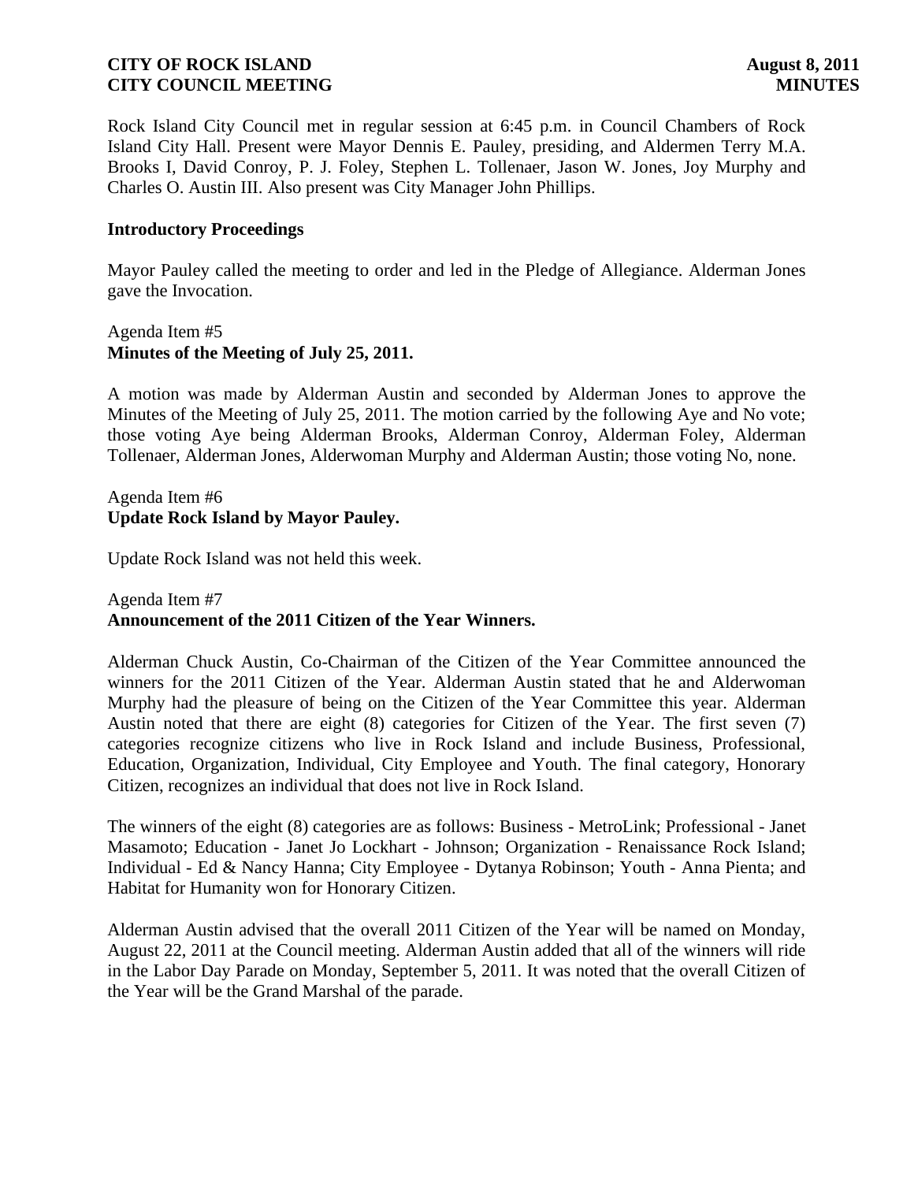Rock Island City Council met in regular session at 6:45 p.m. in Council Chambers of Rock Island City Hall. Present were Mayor Dennis E. Pauley, presiding, and Aldermen Terry M.A. Brooks I, David Conroy, P. J. Foley, Stephen L. Tollenaer, Jason W. Jones, Joy Murphy and Charles O. Austin III. Also present was City Manager John Phillips.

**Introductory Proceedings**

Mayor Pauley called the meeting to order and led in the Pledge of Allegiance. Alderman Jones gave the Invocation.

Agenda Item #5
**Minutes of the Meeting of July 25, 2011.**

A motion was made by Alderman Austin and seconded by Alderman Jones to approve the Minutes of the Meeting of July 25, 2011. The motion carried by the following Aye and No vote; those voting Aye being Alderman Brooks, Alderman Conroy, Alderman Foley, Alderman Tollenaer, Alderman Jones, Alderwoman Murphy and Alderman Austin; those voting No, none.

Agenda Item #6
**Update Rock Island by Mayor Pauley.**

Update Rock Island was not held this week.

Agenda Item #7
**Announcement of the 2011 Citizen of the Year Winners.**

Alderman Chuck Austin, Co-Chairman of the Citizen of the Year Committee announced the winners for the 2011 Citizen of the Year. Alderman Austin stated that he and Alderwoman Murphy had the pleasure of being on the Citizen of the Year Committee this year. Alderman Austin noted that there are eight (8) categories for Citizen of the Year. The first seven (7) categories recognize citizens who live in Rock Island and include Business, Professional, Education, Organization, Individual, City Employee and Youth. The final category, Honorary Citizen, recognizes an individual that does not live in Rock Island.

The winners of the eight (8) categories are as follows: Business - MetroLink; Professional - Janet Masamoto; Education - Janet Jo Lockhart - Johnson; Organization - Renaissance Rock Island; Individual - Ed & Nancy Hanna; City Employee - Dytanya Robinson; Youth - Anna Pienta; and Habitat for Humanity won for Honorary Citizen.

Alderman Austin advised that the overall 2011 Citizen of the Year will be named on Monday, August 22, 2011 at the Council meeting. Alderman Austin added that all of the winners will ride in the Labor Day Parade on Monday, September 5, 2011. It was noted that the overall Citizen of the Year will be the Grand Marshal of the parade.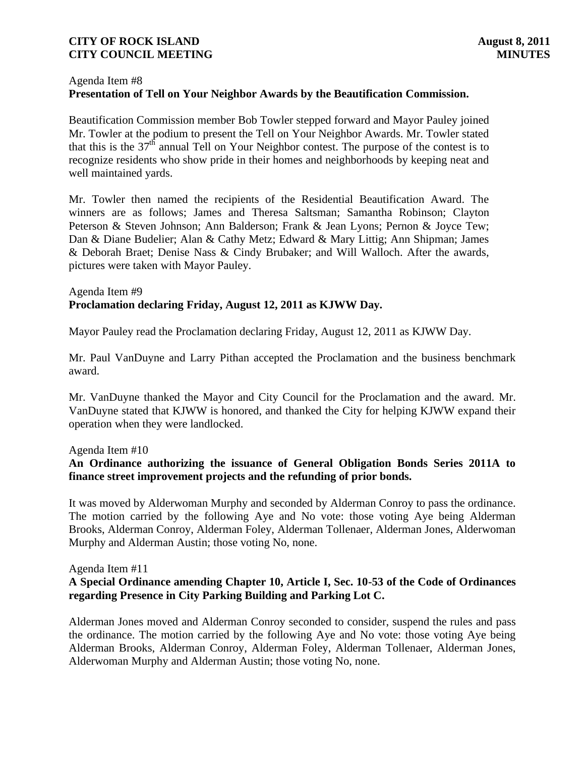Agenda Item #8
**Presentation of Tell on Your Neighbor Awards by the Beautification Commission.**

Beautification Commission member Bob Towler stepped forward and Mayor Pauley joined Mr. Towler at the podium to present the Tell on Your Neighbor Awards. Mr. Towler stated that this is the 37th annual Tell on Your Neighbor contest. The purpose of the contest is to recognize residents who show pride in their homes and neighborhoods by keeping neat and well maintained yards.

Mr. Towler then named the recipients of the Residential Beautification Award. The winners are as follows; James and Theresa Saltsman; Samantha Robinson; Clayton Peterson & Steven Johnson; Ann Balderson; Frank & Jean Lyons; Pernon & Joyce Tew; Dan & Diane Budelier; Alan & Cathy Metz; Edward & Mary Littig; Ann Shipman; James & Deborah Braet; Denise Nass & Cindy Brubaker; and Will Walloch. After the awards, pictures were taken with Mayor Pauley.

Agenda Item #9
**Proclamation declaring Friday, August 12, 2011 as KJWW Day.**

Mayor Pauley read the Proclamation declaring Friday, August 12, 2011 as KJWW Day.

Mr. Paul VanDuyne and Larry Pithan accepted the Proclamation and the business benchmark award.

Mr. VanDuyne thanked the Mayor and City Council for the Proclamation and the award. Mr. VanDuyne stated that KJWW is honored, and thanked the City for helping KJWW expand their operation when they were landlocked.

Agenda Item #10
**An Ordinance authorizing the issuance of General Obligation Bonds Series 2011A to finance street improvement projects and the refunding of prior bonds.**

It was moved by Alderwoman Murphy and seconded by Alderman Conroy to pass the ordinance. The motion carried by the following Aye and No vote: those voting Aye being Alderman Brooks, Alderman Conroy, Alderman Foley, Alderman Tollenaer, Alderman Jones, Alderwoman Murphy and Alderman Austin; those voting No, none.

Agenda Item #11
**A Special Ordinance amending Chapter 10, Article I, Sec. 10-53 of the Code of Ordinances regarding Presence in City Parking Building and Parking Lot C.**

Alderman Jones moved and Alderman Conroy seconded to consider, suspend the rules and pass the ordinance. The motion carried by the following Aye and No vote: those voting Aye being Alderman Brooks, Alderman Conroy, Alderman Foley, Alderman Tollenaer, Alderman Jones, Alderwoman Murphy and Alderman Austin; those voting No, none.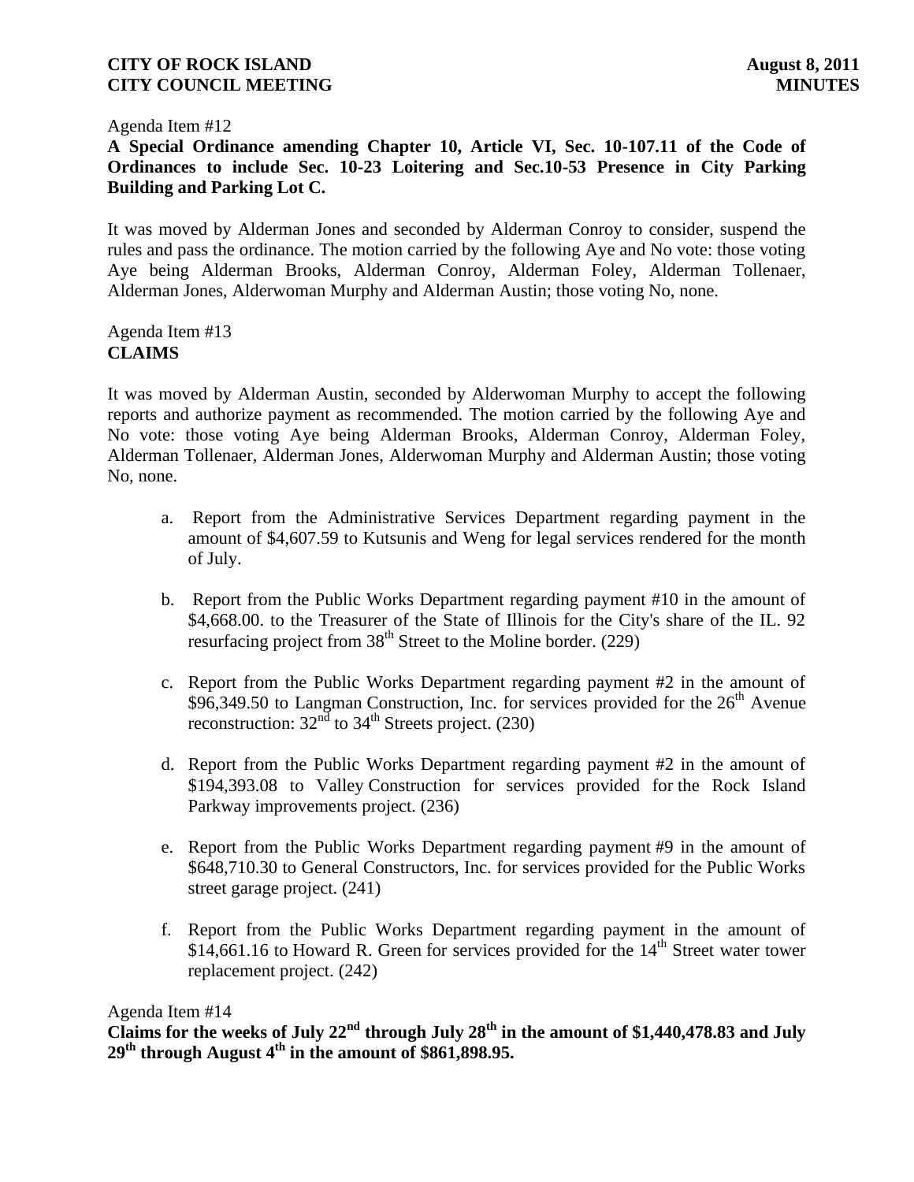Agenda Item #12

**A Special Ordinance amending Chapter 10, Article VI, Sec. 10-107.11 of the Code of Ordinances to include Sec. 10-23 Loitering and Sec.10-53 Presence in City Parking Building and Parking Lot C.**

It was moved by Alderman Jones and seconded by Alderman Conroy to consider, suspend the rules and pass the ordinance. The motion carried by the following Aye and No vote: those voting Aye being Alderman Brooks, Alderman Conroy, Alderman Foley, Alderman Tollenaer, Alderman Jones, Alderwoman Murphy and Alderman Austin; those voting No, none.

Agenda Item #13

**CLAIMS**

It was moved by Alderman Austin, seconded by Alderwoman Murphy to accept the following reports and authorize payment as recommended. The motion carried by the following Aye and No vote: those voting Aye being Alderman Brooks, Alderman Conroy, Alderman Foley, Alderman Tollenaer, Alderman Jones, Alderwoman Murphy and Alderman Austin; those voting No, none.

a. Report from the Administrative Services Department regarding payment in the amount of $4,607.59 to Kutsunis and Weng for legal services rendered for the month of July.

b. Report from the Public Works Department regarding payment #10 in the amount of $4,668.00. to the Treasurer of the State of Illinois for the City's share of the IL. 92 resurfacing project from 38th Street to the Moline border. (229)

c. Report from the Public Works Department regarding payment #2 in the amount of $96,349.50 to Langman Construction, Inc. for services provided for the 26th Avenue reconstruction: 32nd to 34th Streets project. (230)

d. Report from the Public Works Department regarding payment #2 in the amount of $194,393.08 to Valley Construction for services provided for the Rock Island Parkway improvements project. (236)

e. Report from the Public Works Department regarding payment #9 in the amount of $648,710.30 to General Constructors, Inc. for services provided for the Public Works street garage project. (241)

f. Report from the Public Works Department regarding payment in the amount of $14,661.16 to Howard R. Green for services provided for the 14th Street water tower replacement project. (242)

Agenda Item #14

**Claims for the weeks of July 22nd through July 28th in the amount of $1,440,478.83 and July 29th through August 4th in the amount of $861,898.95.**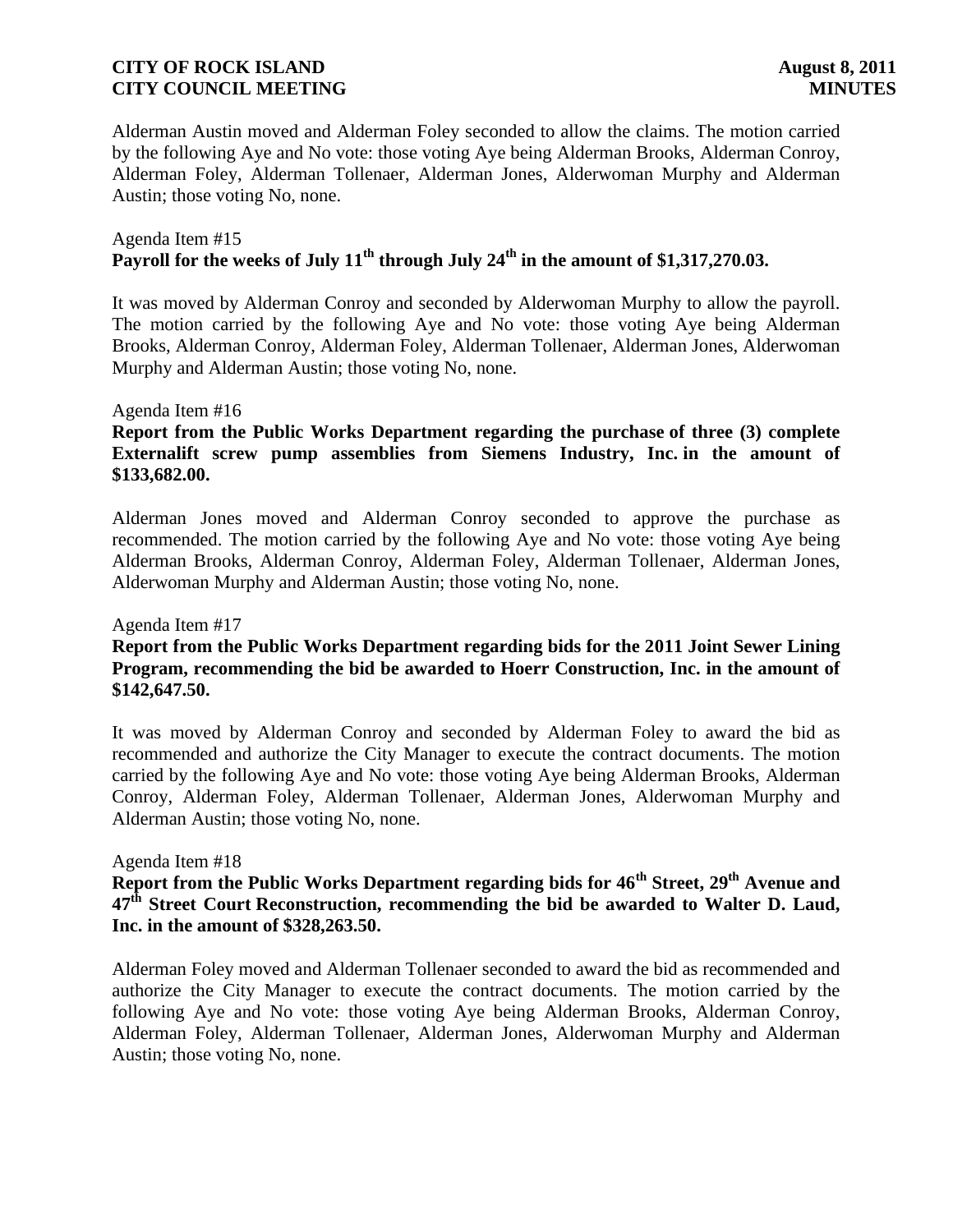Alderman Austin moved and Alderman Foley seconded to allow the claims. The motion carried by the following Aye and No vote: those voting Aye being Alderman Brooks, Alderman Conroy, Alderman Foley, Alderman Tollenaer, Alderman Jones, Alderwoman Murphy and Alderman Austin; those voting No, none.

Agenda Item #15
**Payroll for the weeks of July 11th through July 24th in the amount of $1,317,270.03.**

It was moved by Alderman Conroy and seconded by Alderwoman Murphy to allow the payroll. The motion carried by the following Aye and No vote: those voting Aye being Alderman Brooks, Alderman Conroy, Alderman Foley, Alderman Tollenaer, Alderman Jones, Alderwoman Murphy and Alderman Austin; those voting No, none.

Agenda Item #16
**Report from the Public Works Department regarding the purchase of three (3) complete Externalift screw pump assemblies from Siemens Industry, Inc. in the amount of $133,682.00.**

Alderman Jones moved and Alderman Conroy seconded to approve the purchase as recommended. The motion carried by the following Aye and No vote: those voting Aye being Alderman Brooks, Alderman Conroy, Alderman Foley, Alderman Tollenaer, Alderman Jones, Alderwoman Murphy and Alderman Austin; those voting No, none.

Agenda Item #17
**Report from the Public Works Department regarding bids for the 2011 Joint Sewer Lining Program, recommending the bid be awarded to Hoerr Construction, Inc. in the amount of $142,647.50.**

It was moved by Alderman Conroy and seconded by Alderman Foley to award the bid as recommended and authorize the City Manager to execute the contract documents. The motion carried by the following Aye and No vote: those voting Aye being Alderman Brooks, Alderman Conroy, Alderman Foley, Alderman Tollenaer, Alderman Jones, Alderwoman Murphy and Alderman Austin; those voting No, none.

Agenda Item #18
**Report from the Public Works Department regarding bids for 46th Street, 29th Avenue and 47th Street Court Reconstruction, recommending the bid be awarded to Walter D. Laud, Inc. in the amount of $328,263.50.**

Alderman Foley moved and Alderman Tollenaer seconded to award the bid as recommended and authorize the City Manager to execute the contract documents. The motion carried by the following Aye and No vote: those voting Aye being Alderman Brooks, Alderman Conroy, Alderman Foley, Alderman Tollenaer, Alderman Jones, Alderwoman Murphy and Alderman Austin; those voting No, none.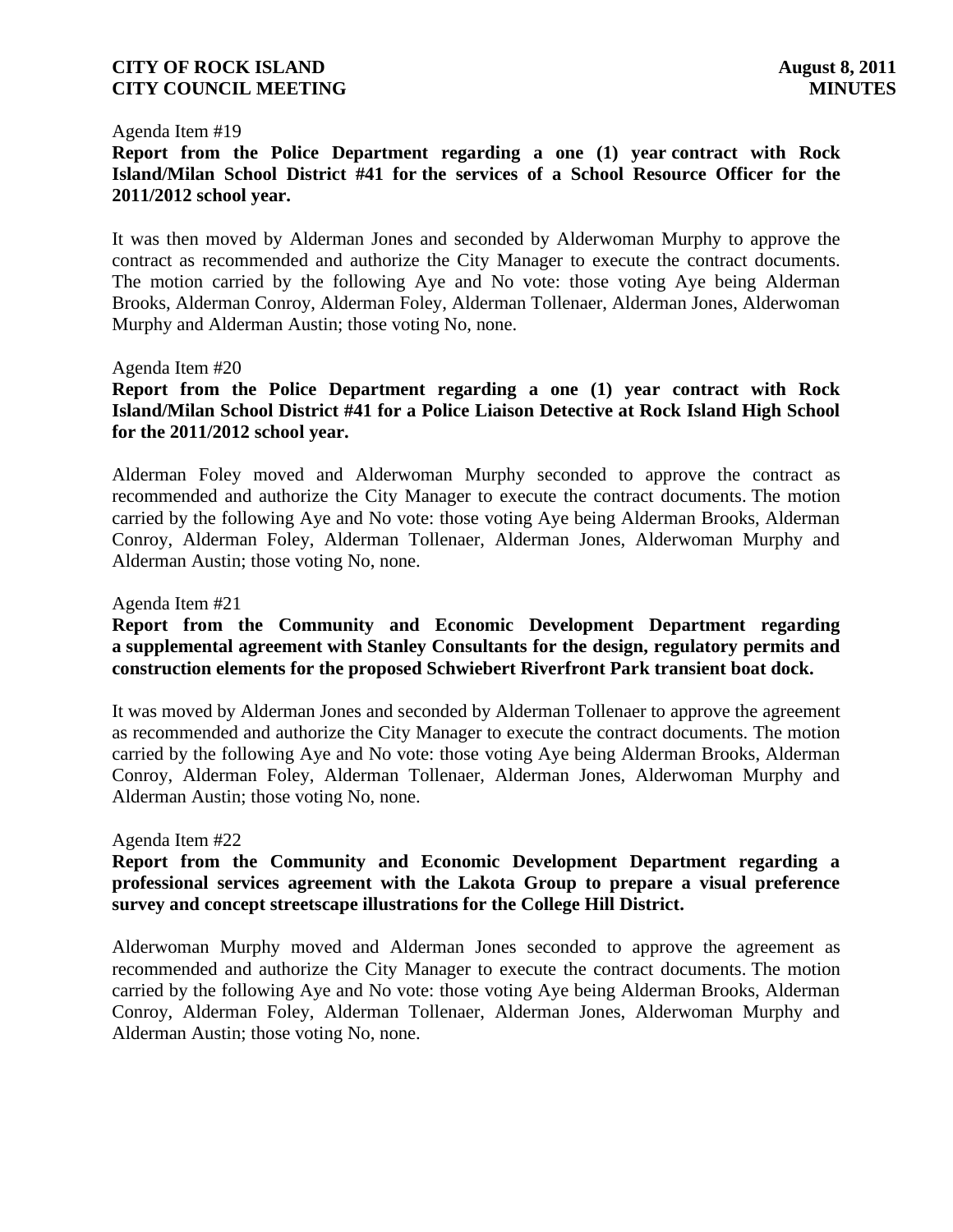Agenda Item #19

**Report from the Police Department regarding a one (1) year contract with Rock Island/Milan School District #41 for the services of a School Resource Officer for the 2011/2012 school year.**

It was then moved by Alderman Jones and seconded by Alderwoman Murphy to approve the contract as recommended and authorize the City Manager to execute the contract documents. The motion carried by the following Aye and No vote: those voting Aye being Alderman Brooks, Alderman Conroy, Alderman Foley, Alderman Tollenaer, Alderman Jones, Alderwoman Murphy and Alderman Austin; those voting No, none.

Agenda Item #20

**Report from the Police Department regarding a one (1) year contract with Rock Island/Milan School District #41 for a Police Liaison Detective at Rock Island High School for the 2011/2012 school year.**

Alderman Foley moved and Alderwoman Murphy seconded to approve the contract as recommended and authorize the City Manager to execute the contract documents. The motion carried by the following Aye and No vote: those voting Aye being Alderman Brooks, Alderman Conroy, Alderman Foley, Alderman Tollenaer, Alderman Jones, Alderwoman Murphy and Alderman Austin; those voting No, none.

Agenda Item #21

**Report from the Community and Economic Development Department regarding a supplemental agreement with Stanley Consultants for the design, regulatory permits and construction elements for the proposed Schwiebert Riverfront Park transient boat dock.**

It was moved by Alderman Jones and seconded by Alderman Tollenaer to approve the agreement as recommended and authorize the City Manager to execute the contract documents. The motion carried by the following Aye and No vote: those voting Aye being Alderman Brooks, Alderman Conroy, Alderman Foley, Alderman Tollenaer, Alderman Jones, Alderwoman Murphy and Alderman Austin; those voting No, none.

Agenda Item #22

**Report from the Community and Economic Development Department regarding a professional services agreement with the Lakota Group to prepare a visual preference survey and concept streetscape illustrations for the College Hill District.**

Alderwoman Murphy moved and Alderman Jones seconded to approve the agreement as recommended and authorize the City Manager to execute the contract documents. The motion carried by the following Aye and No vote: those voting Aye being Alderman Brooks, Alderman Conroy, Alderman Foley, Alderman Tollenaer, Alderman Jones, Alderwoman Murphy and Alderman Austin; those voting No, none.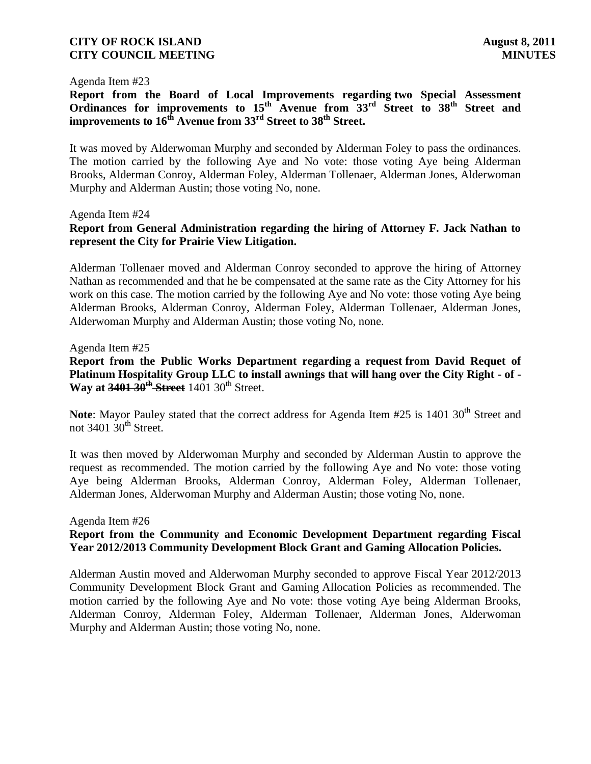Agenda Item #23

**Report from the Board of Local Improvements regarding two Special Assessment Ordinances for improvements to 15th Avenue from 33rd Street to 38th Street and improvements to 16th Avenue from 33rd Street to 38th Street.**

It was moved by Alderwoman Murphy and seconded by Alderman Foley to pass the ordinances. The motion carried by the following Aye and No vote: those voting Aye being Alderman Brooks, Alderman Conroy, Alderman Foley, Alderman Tollenaer, Alderman Jones, Alderwoman Murphy and Alderman Austin; those voting No, none.

Agenda Item #24

**Report from General Administration regarding the hiring of Attorney F. Jack Nathan to represent the City for Prairie View Litigation.**

Alderman Tollenaer moved and Alderman Conroy seconded to approve the hiring of Attorney Nathan as recommended and that he be compensated at the same rate as the City Attorney for his work on this case. The motion carried by the following Aye and No vote: those voting Aye being Alderman Brooks, Alderman Conroy, Alderman Foley, Alderman Tollenaer, Alderman Jones, Alderwoman Murphy and Alderman Austin; those voting No, none.

Agenda Item #25

**Report from the Public Works Department regarding a request from David Requet of Platinum Hospitality Group LLC to install awnings that will hang over the City Right - of - Way at ~~3401 30th Street~~** 1401 30th Street.

**Note**: Mayor Pauley stated that the correct address for Agenda Item #25 is 1401 30th Street and not 3401 30th Street.

It was then moved by Alderwoman Murphy and seconded by Alderman Austin to approve the request as recommended. The motion carried by the following Aye and No vote: those voting Aye being Alderman Brooks, Alderman Conroy, Alderman Foley, Alderman Tollenaer, Alderman Jones, Alderwoman Murphy and Alderman Austin; those voting No, none.

Agenda Item #26

**Report from the Community and Economic Development Department regarding Fiscal Year 2012/2013 Community Development Block Grant and Gaming Allocation Policies.**

Alderman Austin moved and Alderwoman Murphy seconded to approve Fiscal Year 2012/2013 Community Development Block Grant and Gaming Allocation Policies as recommended. The motion carried by the following Aye and No vote: those voting Aye being Alderman Brooks, Alderman Conroy, Alderman Foley, Alderman Tollenaer, Alderman Jones, Alderwoman Murphy and Alderman Austin; those voting No, none.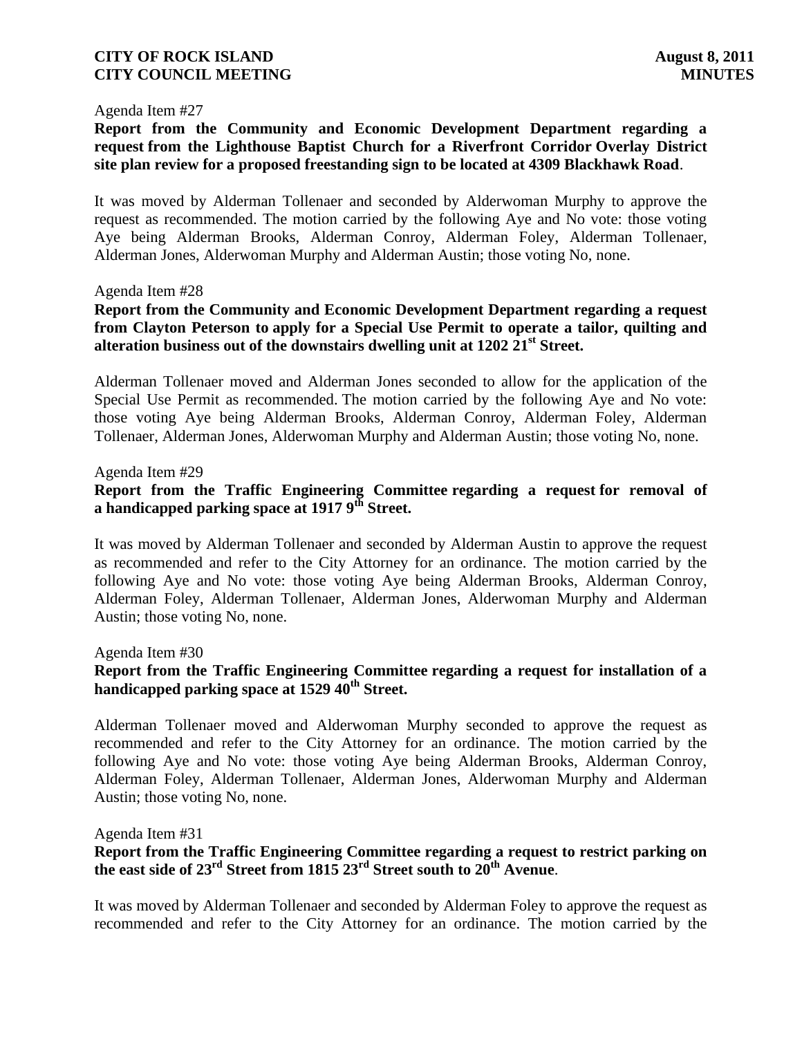Agenda Item #27

**Report from the Community and Economic Development Department regarding a request from the Lighthouse Baptist Church for a Riverfront Corridor Overlay District site plan review for a proposed freestanding sign to be located at 4309 Blackhawk Road**.

It was moved by Alderman Tollenaer and seconded by Alderwoman Murphy to approve the request as recommended. The motion carried by the following Aye and No vote: those voting Aye being Alderman Brooks, Alderman Conroy, Alderman Foley, Alderman Tollenaer, Alderman Jones, Alderwoman Murphy and Alderman Austin; those voting No, none.

Agenda Item #28

**Report from the Community and Economic Development Department regarding a request from Clayton Peterson to apply for a Special Use Permit to operate a tailor, quilting and alteration business out of the downstairs dwelling unit at 1202 21st Street.**

Alderman Tollenaer moved and Alderman Jones seconded to allow for the application of the Special Use Permit as recommended. The motion carried by the following Aye and No vote: those voting Aye being Alderman Brooks, Alderman Conroy, Alderman Foley, Alderman Tollenaer, Alderman Jones, Alderwoman Murphy and Alderman Austin; those voting No, none.

Agenda Item #29

**Report from the Traffic Engineering Committee regarding a request for removal of a handicapped parking space at 1917 9th Street.**

It was moved by Alderman Tollenaer and seconded by Alderman Austin to approve the request as recommended and refer to the City Attorney for an ordinance. The motion carried by the following Aye and No vote: those voting Aye being Alderman Brooks, Alderman Conroy, Alderman Foley, Alderman Tollenaer, Alderman Jones, Alderwoman Murphy and Alderman Austin; those voting No, none.

Agenda Item #30

**Report from the Traffic Engineering Committee regarding a request for installation of a handicapped parking space at 1529 40th Street.**

Alderman Tollenaer moved and Alderwoman Murphy seconded to approve the request as recommended and refer to the City Attorney for an ordinance. The motion carried by the following Aye and No vote: those voting Aye being Alderman Brooks, Alderman Conroy, Alderman Foley, Alderman Tollenaer, Alderman Jones, Alderwoman Murphy and Alderman Austin; those voting No, none.

Agenda Item #31

**Report from the Traffic Engineering Committee regarding a request to restrict parking on the east side of 23rd Street from 1815 23rd Street south to 20th Avenue**.

It was moved by Alderman Tollenaer and seconded by Alderman Foley to approve the request as recommended and refer to the City Attorney for an ordinance. The motion carried by the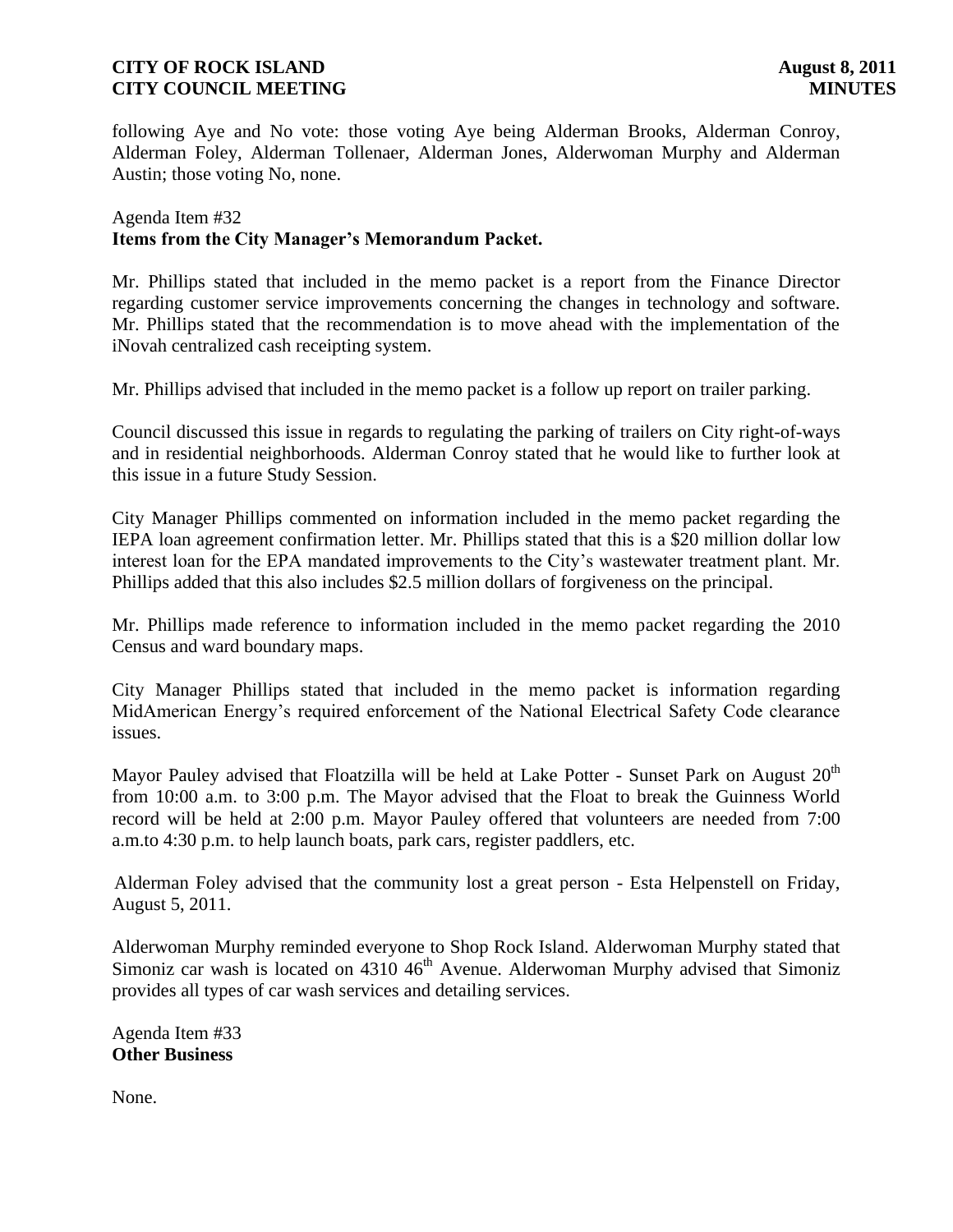following Aye and No vote: those voting Aye being Alderman Brooks, Alderman Conroy, Alderman Foley, Alderman Tollenaer, Alderman Jones, Alderwoman Murphy and Alderman Austin; those voting No, none.

Agenda Item #32
**Items from the City Manager's Memorandum Packet.**

Mr. Phillips stated that included in the memo packet is a report from the Finance Director regarding customer service improvements concerning the changes in technology and software. Mr. Phillips stated that the recommendation is to move ahead with the implementation of the iNovah centralized cash receipting system.

Mr. Phillips advised that included in the memo packet is a follow up report on trailer parking.

Council discussed this issue in regards to regulating the parking of trailers on City right-of-ways and in residential neighborhoods. Alderman Conroy stated that he would like to further look at this issue in a future Study Session.

City Manager Phillips commented on information included in the memo packet regarding the IEPA loan agreement confirmation letter. Mr. Phillips stated that this is a $20 million dollar low interest loan for the EPA mandated improvements to the City's wastewater treatment plant. Mr. Phillips added that this also includes $2.5 million dollars of forgiveness on the principal.

Mr. Phillips made reference to information included in the memo packet regarding the 2010 Census and ward boundary maps.

City Manager Phillips stated that included in the memo packet is information regarding MidAmerican Energy's required enforcement of the National Electrical Safety Code clearance issues.

Mayor Pauley advised that Floatzilla will be held at Lake Potter - Sunset Park on August 20th from 10:00 a.m. to 3:00 p.m. The Mayor advised that the Float to break the Guinness World record will be held at 2:00 p.m. Mayor Pauley offered that volunteers are needed from 7:00 a.m.to 4:30 p.m. to help launch boats, park cars, register paddlers, etc.

Alderman Foley advised that the community lost a great person - Esta Helpenstell on Friday, August 5, 2011.

Alderwoman Murphy reminded everyone to Shop Rock Island. Alderwoman Murphy stated that Simoniz car wash is located on 4310 46th Avenue. Alderwoman Murphy advised that Simoniz provides all types of car wash services and detailing services.

Agenda Item #33
**Other Business**

None.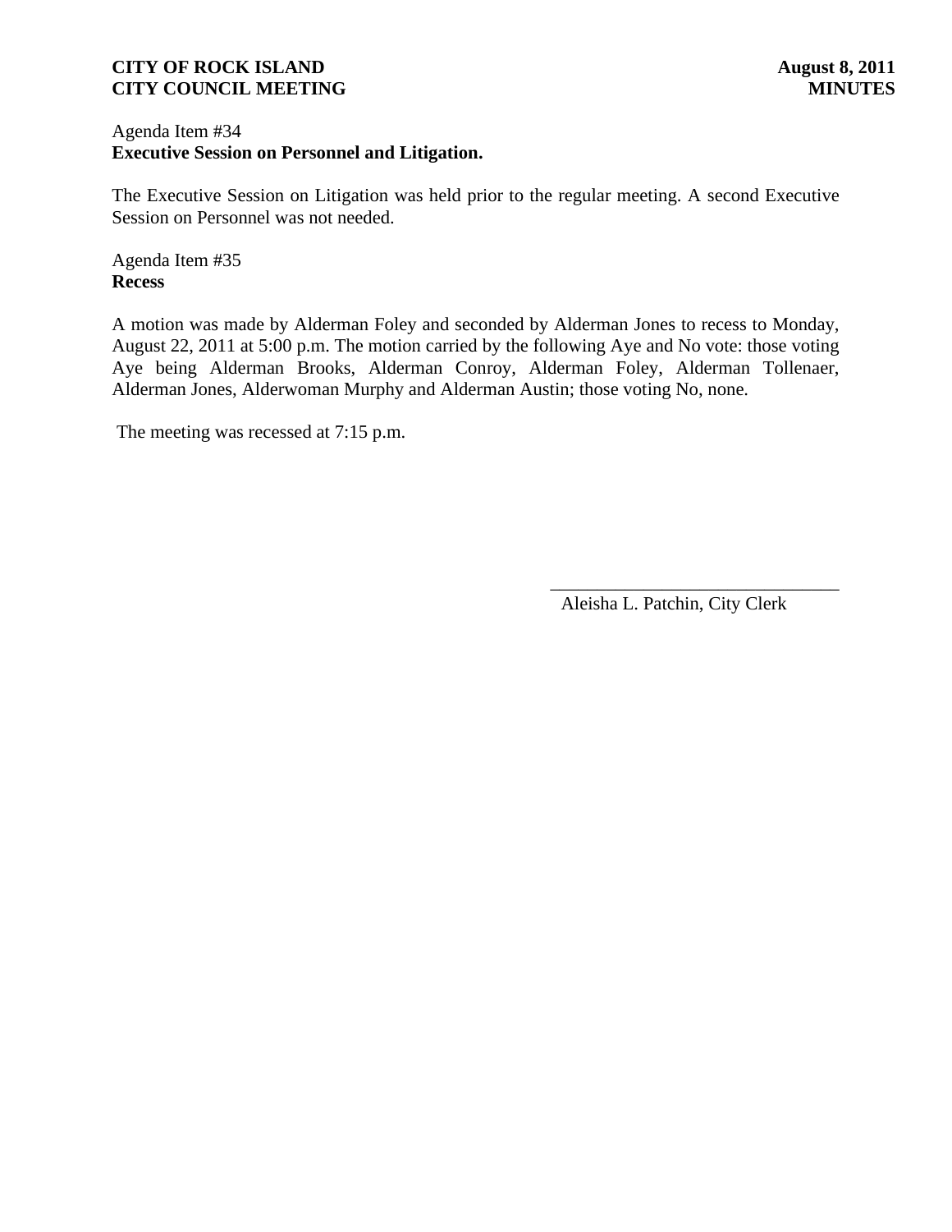Agenda Item #34
**Executive Session on Personnel and Litigation.**

The Executive Session on Litigation was held prior to the regular meeting. A second Executive Session on Personnel was not needed.

Agenda Item #35
**Recess**

A motion was made by Alderman Foley and seconded by Alderman Jones to recess to Monday, August 22, 2011 at 5:00 p.m. The motion carried by the following Aye and No vote: those voting Aye being Alderman Brooks, Alderman Conroy, Alderman Foley, Alderman Tollenaer, Alderman Jones, Alderwoman Murphy and Alderman Austin; those voting No, none.

The meeting was recessed at 7:15 p.m.

\_\_\_\_\_\_\_\_\_\_\_\_\_\_\_\_\_\_\_\_\_\_\_\_\_\_\_\_\_\_\_\_
Aleisha L. Patchin, City Clerk